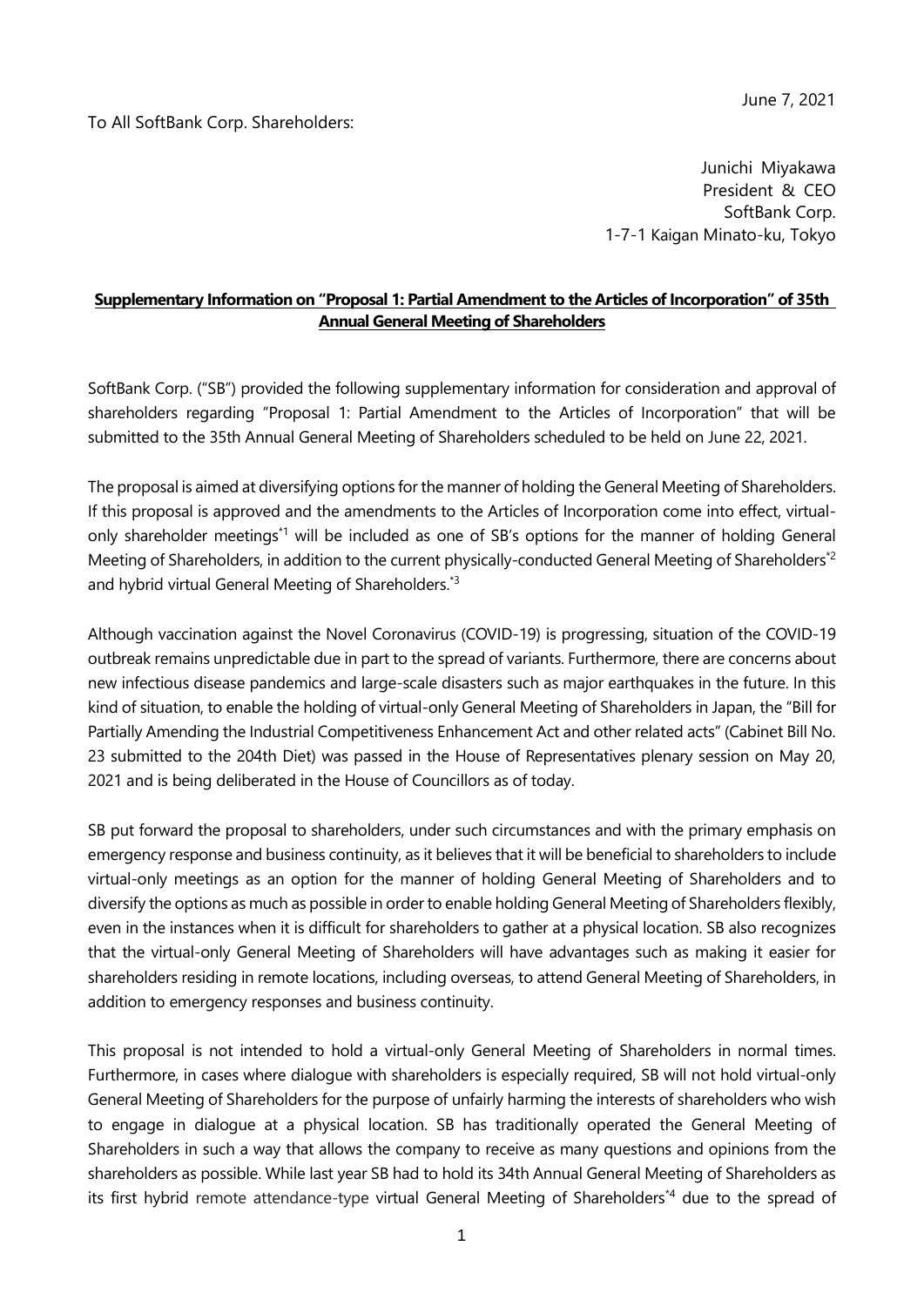June 7, 2021

To All SoftBank Corp. Shareholders:

Junichi Miyakawa
President & CEO
SoftBank Corp.
1-7-1 Kaigan Minato-ku, Tokyo

**Supplementary Information on "Proposal 1: Partial Amendment to the Articles of Incorporation" of 35th Annual General Meeting of Shareholders**

SoftBank Corp. ("SB") provided the following supplementary information for consideration and approval of shareholders regarding "Proposal 1: Partial Amendment to the Articles of Incorporation" that will be submitted to the 35th Annual General Meeting of Shareholders scheduled to be held on June 22, 2021.

The proposal is aimed at diversifying options for the manner of holding the General Meeting of Shareholders. If this proposal is approved and the amendments to the Articles of Incorporation come into effect, virtual-only shareholder meetings[*1] will be included as one of SB's options for the manner of holding General Meeting of Shareholders, in addition to the current physically-conducted General Meeting of Shareholders[*2] and hybrid virtual General Meeting of Shareholders.[*3]

Although vaccination against the Novel Coronavirus (COVID-19) is progressing, situation of the COVID-19 outbreak remains unpredictable due in part to the spread of variants. Furthermore, there are concerns about new infectious disease pandemics and large-scale disasters such as major earthquakes in the future. In this kind of situation, to enable the holding of virtual-only General Meeting of Shareholders in Japan, the "Bill for Partially Amending the Industrial Competitiveness Enhancement Act and other related acts" (Cabinet Bill No. 23 submitted to the 204th Diet) was passed in the House of Representatives plenary session on May 20, 2021 and is being deliberated in the House of Councillors as of today.

SB put forward the proposal to shareholders, under such circumstances and with the primary emphasis on emergency response and business continuity, as it believes that it will be beneficial to shareholders to include virtual-only meetings as an option for the manner of holding General Meeting of Shareholders and to diversify the options as much as possible in order to enable holding General Meeting of Shareholders flexibly, even in the instances when it is difficult for shareholders to gather at a physical location. SB also recognizes that the virtual-only General Meeting of Shareholders will have advantages such as making it easier for shareholders residing in remote locations, including overseas, to attend General Meeting of Shareholders, in addition to emergency responses and business continuity.

This proposal is not intended to hold a virtual-only General Meeting of Shareholders in normal times. Furthermore, in cases where dialogue with shareholders is especially required, SB will not hold virtual-only General Meeting of Shareholders for the purpose of unfairly harming the interests of shareholders who wish to engage in dialogue at a physical location. SB has traditionally operated the General Meeting of Shareholders in such a way that allows the company to receive as many questions and opinions from the shareholders as possible. While last year SB had to hold its 34th Annual General Meeting of Shareholders as its first hybrid remote attendance-type virtual General Meeting of Shareholders[*4] due to the spread of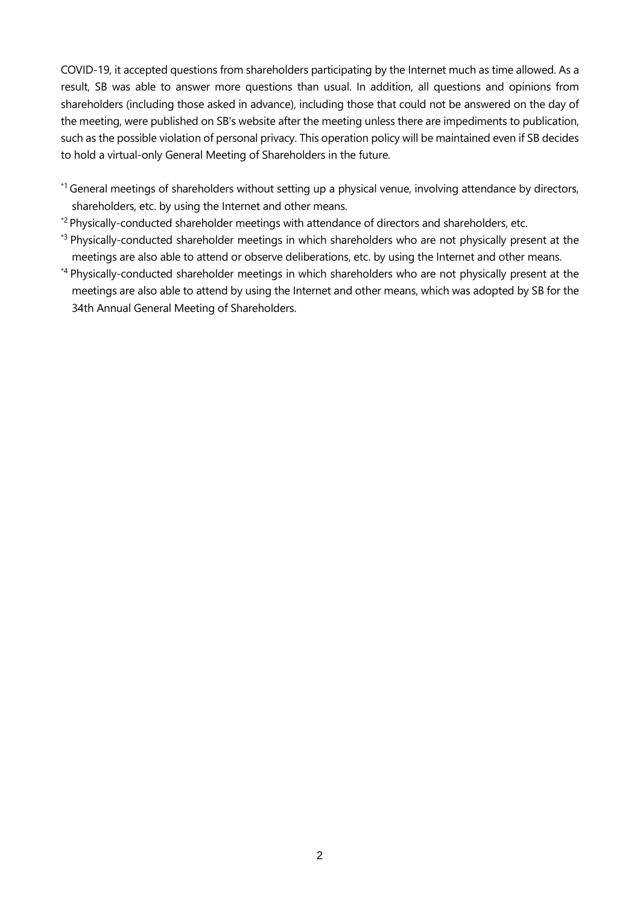COVID-19, it accepted questions from shareholders participating by the Internet much as time allowed. As a result, SB was able to answer more questions than usual. In addition, all questions and opinions from shareholders (including those asked in advance), including those that could not be answered on the day of the meeting, were published on SB's website after the meeting unless there are impediments to publication, such as the possible violation of personal privacy. This operation policy will be maintained even if SB decides to hold a virtual-only General Meeting of Shareholders in the future.

[*1] General meetings of shareholders without setting up a physical venue, involving attendance by directors, shareholders, etc. by using the Internet and other means.

[*2] Physically-conducted shareholder meetings with attendance of directors and shareholders, etc.

[*3] Physically-conducted shareholder meetings in which shareholders who are not physically present at the meetings are also able to attend or observe deliberations, etc. by using the Internet and other means.

[*4] Physically-conducted shareholder meetings in which shareholders who are not physically present at the meetings are also able to attend by using the Internet and other means, which was adopted by SB for the 34th Annual General Meeting of Shareholders.